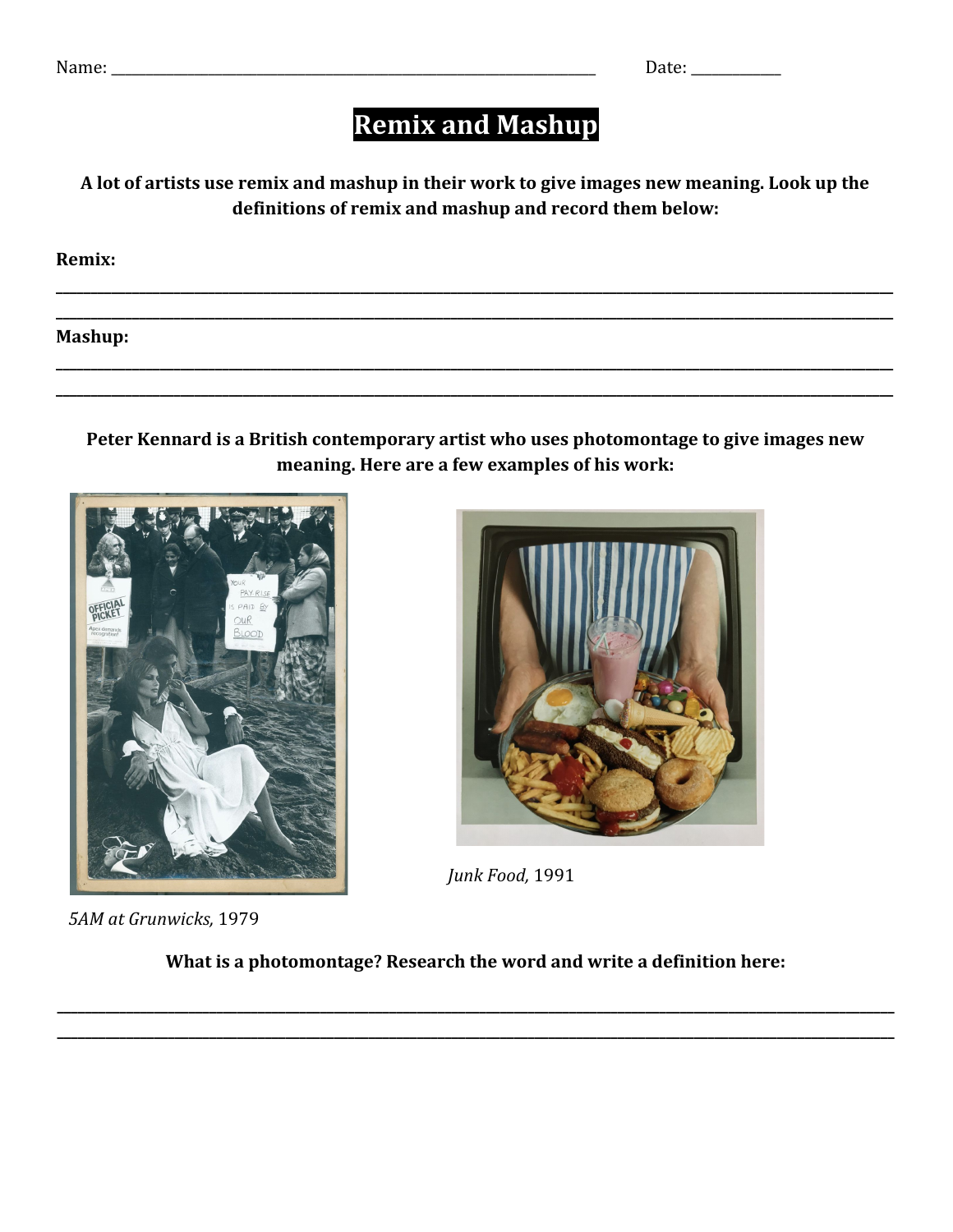Name: ___________________________________________ Date: __________

# Remix and Mashup

**A lot of artists use remix and mashup in their work to give images new meaning. Look up the definitions of remix and mashup and record them below:**

**Remix:**

______________________________________________________________________________

______________________________________________________________________________

**Mashup:**

______________________________________________________________________________

______________________________________________________________________________

**Peter Kennard is a British contemporary artist who uses photomontage to give images new meaning. Here are a few examples of his work:**

*5AM at Grunwicks,* 1979

*Junk Food,* 1991

**What is a photomontage? Research the word and write a definition here:**

______________________________________________________________________________

______________________________________________________________________________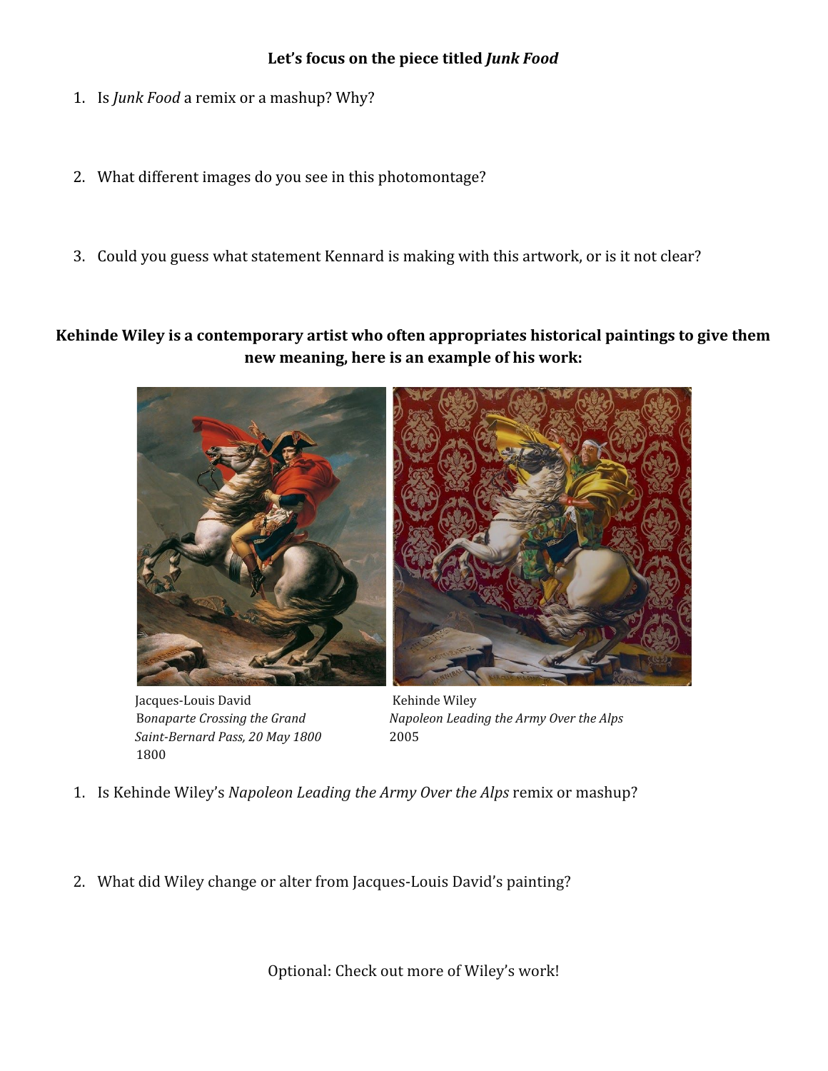**Let's focus on the piece titled *Junk Food***

1. Is *Junk Food* a remix or a mashup? Why?

2. What different images do you see in this photomontage?

3. Could you guess what statement Kennard is making with this artwork, or is it not clear?

**Kehinde Wiley is a contemporary artist who often appropriates historical paintings to give them new meaning, here is an example of his work:**

Jacques-Louis David
*Bonaparte Crossing the Grand Saint-Bernard Pass, 20 May 1800*
1800

Kehinde Wiley
*Napoleon Leading the Army Over the Alps*
2005

1. Is Kehinde Wiley's *Napoleon Leading the Army Over the Alps* remix or mashup?

2. What did Wiley change or alter from Jacques-Louis David's painting?

Optional: Check out more of Wiley's work!